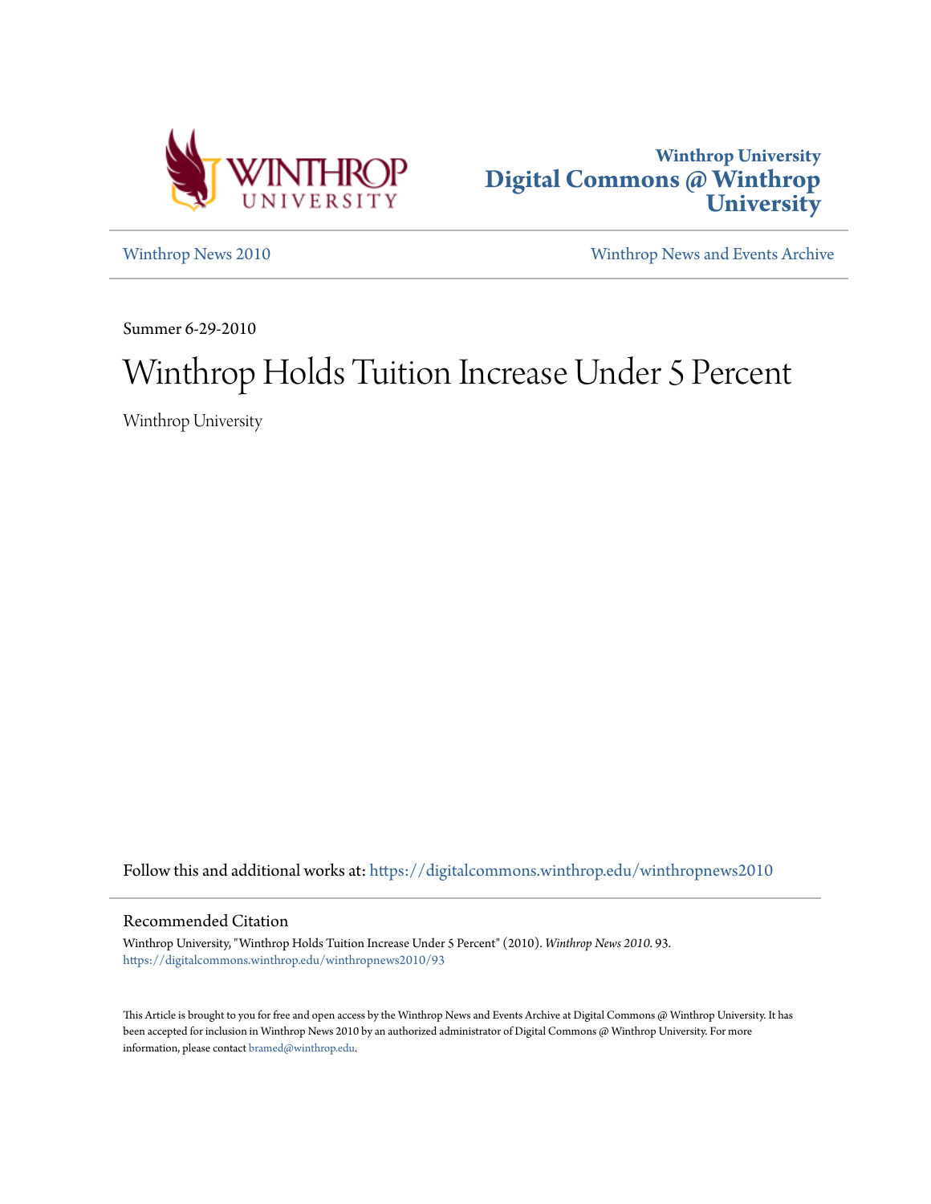Winthrop University
Digital Commons @ Winthrop University

Winthrop News 2010

Winthrop News and Events Archive

Summer 6-29-2010

# Winthrop Holds Tuition Increase Under 5 Percent

Winthrop University

Follow this and additional works at: https://digitalcommons.winthrop.edu/winthropnews2010

## Recommended Citation

Winthrop University, "Winthrop Holds Tuition Increase Under 5 Percent" (2010). *Winthrop News 2010*. 93.
https://digitalcommons.winthrop.edu/winthropnews2010/93

This Article is brought to you for free and open access by the Winthrop News and Events Archive at Digital Commons @ Winthrop University. It has been accepted for inclusion in Winthrop News 2010 by an authorized administrator of Digital Commons @ Winthrop University. For more information, please contact bramed@winthrop.edu.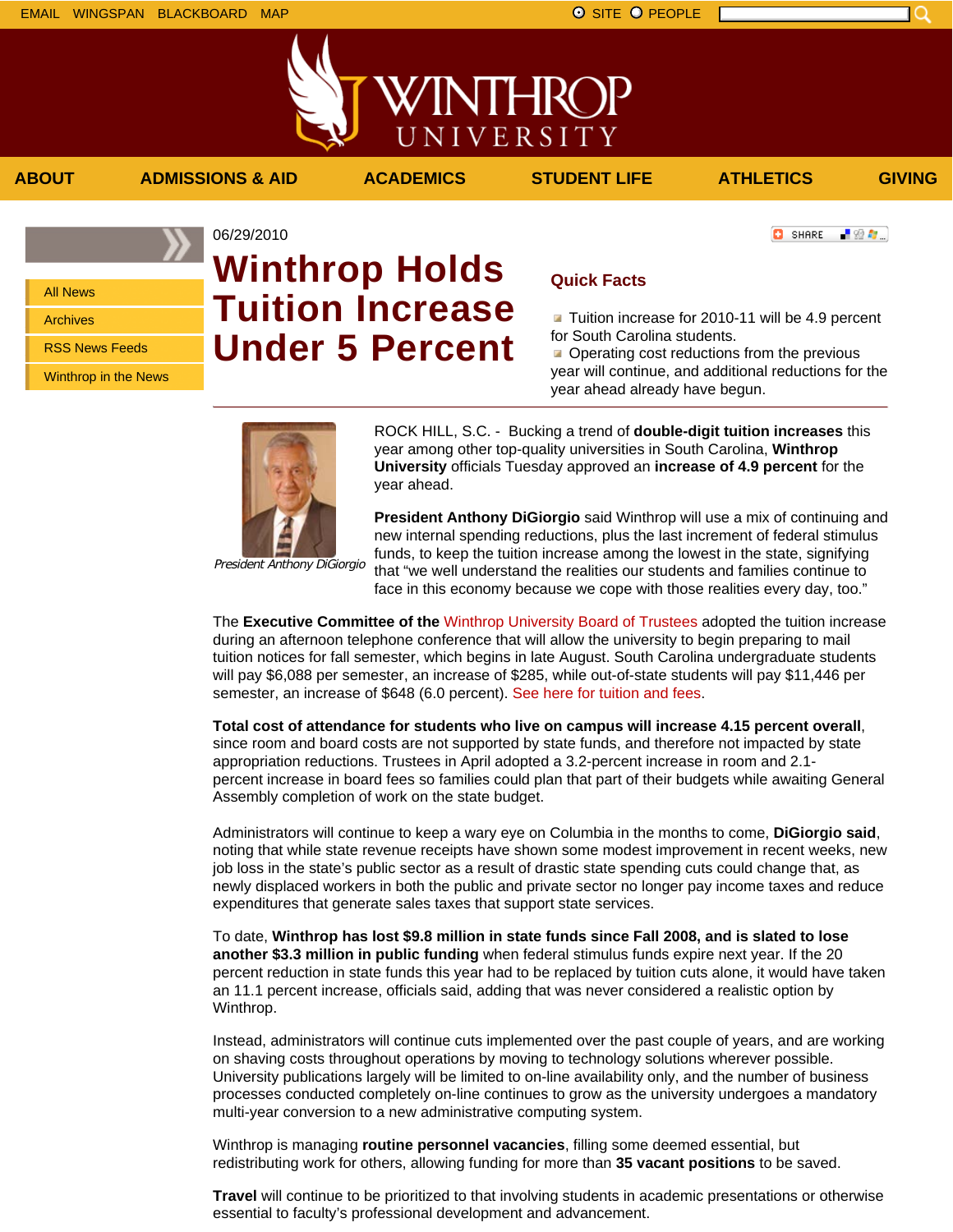EMAIL WINGSPAN BLACKBOARD MAP

SITE PEOPLE

ABOUT | ADMISSIONS & AID | ACADEMICS | STUDENT LIFE | ATHLETICS | GIVING

- All News
- Archives
- RSS News Feeds
- Winthrop in the News

06/29/2010

# Winthrop Holds Tuition Increase Under 5 Percent

## Quick Facts

- Tuition increase for 2010-11 will be 4.9 percent for South Carolina students.
- Operating cost reductions from the previous year will continue, and additional reductions for the year ahead already have begun.

*President Anthony DiGiorgio*

ROCK HILL, S.C. - Bucking a trend of **double-digit tuition increases** this year among other top-quality universities in South Carolina, **Winthrop University** officials Tuesday approved an **increase of 4.9 percent** for the year ahead.

**President Anthony DiGiorgio** said Winthrop will use a mix of continuing and new internal spending reductions, plus the last increment of federal stimulus funds, to keep the tuition increase among the lowest in the state, signifying that "we well understand the realities our students and families continue to face in this economy because we cope with those realities every day, too."

The **Executive Committee of the** Winthrop University Board of Trustees adopted the tuition increase during an afternoon telephone conference that will allow the university to begin preparing to mail tuition notices for fall semester, which begins in late August. South Carolina undergraduate students will pay $6,088 per semester, an increase of $285, while out-of-state students will pay $11,446 per semester, an increase of $648 (6.0 percent). See here for tuition and fees.

**Total cost of attendance for students who live on campus will increase 4.15 percent overall**, since room and board costs are not supported by state funds, and therefore not impacted by state appropriation reductions. Trustees in April adopted a 3.2-percent increase in room and 2.1-percent increase in board fees so families could plan that part of their budgets while awaiting General Assembly completion of work on the state budget.

Administrators will continue to keep a wary eye on Columbia in the months to come, **DiGiorgio said**, noting that while state revenue receipts have shown some modest improvement in recent weeks, new job loss in the state's public sector as a result of drastic state spending cuts could change that, as newly displaced workers in both the public and private sector no longer pay income taxes and reduce expenditures that generate sales taxes that support state services.

To date, **Winthrop has lost $9.8 million in state funds since Fall 2008, and is slated to lose another $3.3 million in public funding** when federal stimulus funds expire next year. If the 20 percent reduction in state funds this year had to be replaced by tuition cuts alone, it would have taken an 11.1 percent increase, officials said, adding that was never considered a realistic option by Winthrop.

Instead, administrators will continue cuts implemented over the past couple of years, and are working on shaving costs throughout operations by moving to technology solutions wherever possible. University publications largely will be limited to on-line availability only, and the number of business processes conducted completely on-line continues to grow as the university undergoes a mandatory multi-year conversion to a new administrative computing system.

Winthrop is managing **routine personnel vacancies**, filling some deemed essential, but redistributing work for others, allowing funding for more than **35 vacant positions** to be saved.

**Travel** will continue to be prioritized to that involving students in academic presentations or otherwise essential to faculty's professional development and advancement.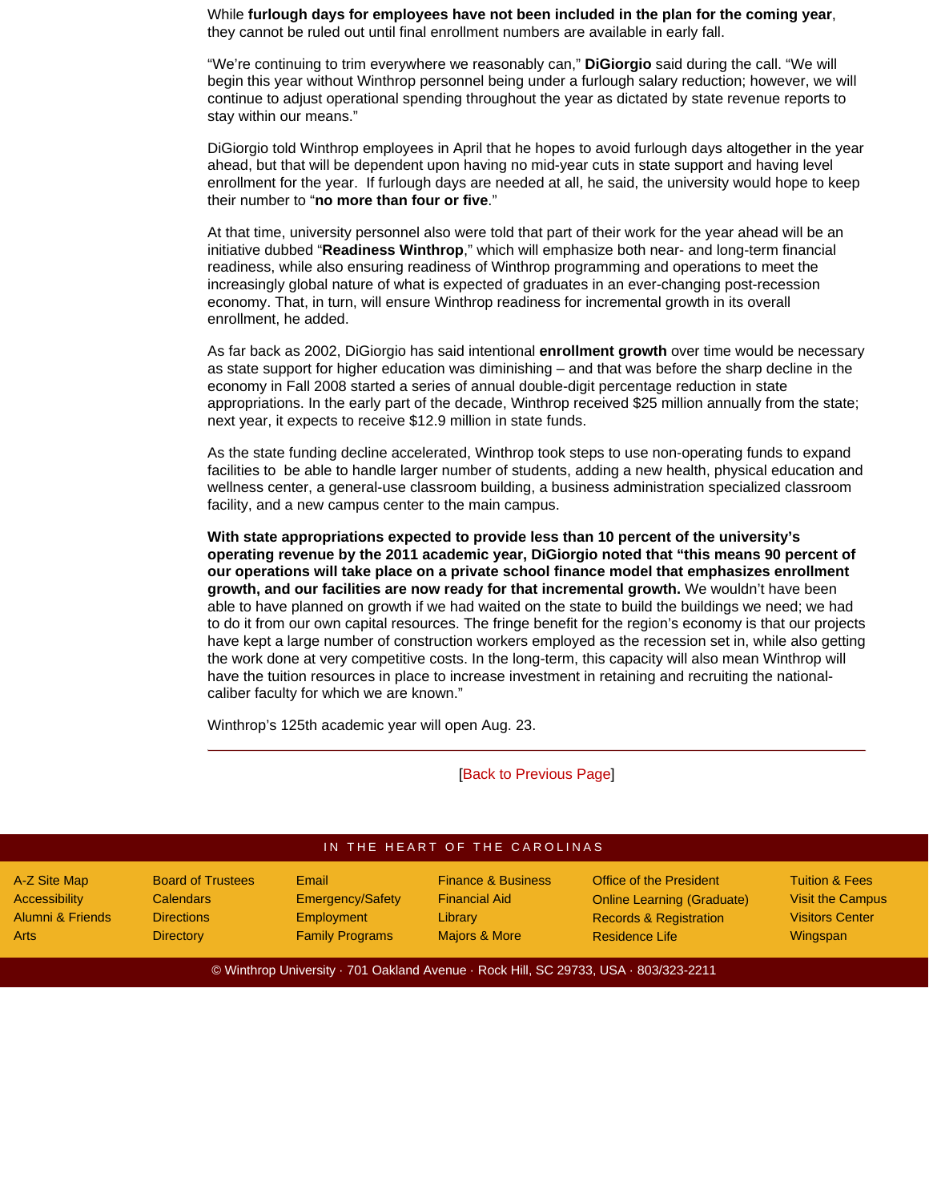While **furlough days for employees have not been included in the plan for the coming year**, they cannot be ruled out until final enrollment numbers are available in early fall.

"We're continuing to trim everywhere we reasonably can," **DiGiorgio** said during the call. "We will begin this year without Winthrop personnel being under a furlough salary reduction; however, we will continue to adjust operational spending throughout the year as dictated by state revenue reports to stay within our means."

DiGiorgio told Winthrop employees in April that he hopes to avoid furlough days altogether in the year ahead, but that will be dependent upon having no mid-year cuts in state support and having level enrollment for the year. If furlough days are needed at all, he said, the university would hope to keep their number to "**no more than four or five**."

At that time, university personnel also were told that part of their work for the year ahead will be an initiative dubbed "**Readiness Winthrop**," which will emphasize both near- and long-term financial readiness, while also ensuring readiness of Winthrop programming and operations to meet the increasingly global nature of what is expected of graduates in an ever-changing post-recession economy. That, in turn, will ensure Winthrop readiness for incremental growth in its overall enrollment, he added.

As far back as 2002, DiGiorgio has said intentional **enrollment growth** over time would be necessary as state support for higher education was diminishing – and that was before the sharp decline in the economy in Fall 2008 started a series of annual double-digit percentage reduction in state appropriations. In the early part of the decade, Winthrop received $25 million annually from the state; next year, it expects to receive $12.9 million in state funds.

As the state funding decline accelerated, Winthrop took steps to use non-operating funds to expand facilities to be able to handle larger number of students, adding a new health, physical education and wellness center, a general-use classroom building, a business administration specialized classroom facility, and a new campus center to the main campus.

**With state appropriations expected to provide less than 10 percent of the university's operating revenue by the 2011 academic year, DiGiorgio noted that "this means 90 percent of our operations will take place on a private school finance model that emphasizes enrollment growth, and our facilities are now ready for that incremental growth.** We wouldn't have been able to have planned on growth if we had waited on the state to build the buildings we need; we had to do it from our own capital resources. The fringe benefit for the region's economy is that our projects have kept a large number of construction workers employed as the recession set in, while also getting the work done at very competitive costs. In the long-term, this capacity will also mean Winthrop will have the tuition resources in place to increase investment in retaining and recruiting the national-caliber faculty for which we are known."

Winthrop's 125th academic year will open Aug. 23.

---

[Back to Previous Page]

IN THE HEART OF THE CAROLINAS

A-Z Site Map
Accessibility
Alumni & Friends
Arts
Board of Trustees
Calendars
Directions
Directory
Email
Emergency/Safety
Employment
Family Programs
Finance & Business
Financial Aid
Library
Majors & More
Office of the President
Online Learning (Graduate)
Records & Registration
Residence Life
Tuition & Fees
Visit the Campus
Visitors Center
Wingspan

© Winthrop University · 701 Oakland Avenue · Rock Hill, SC 29733, USA · 803/323-2211